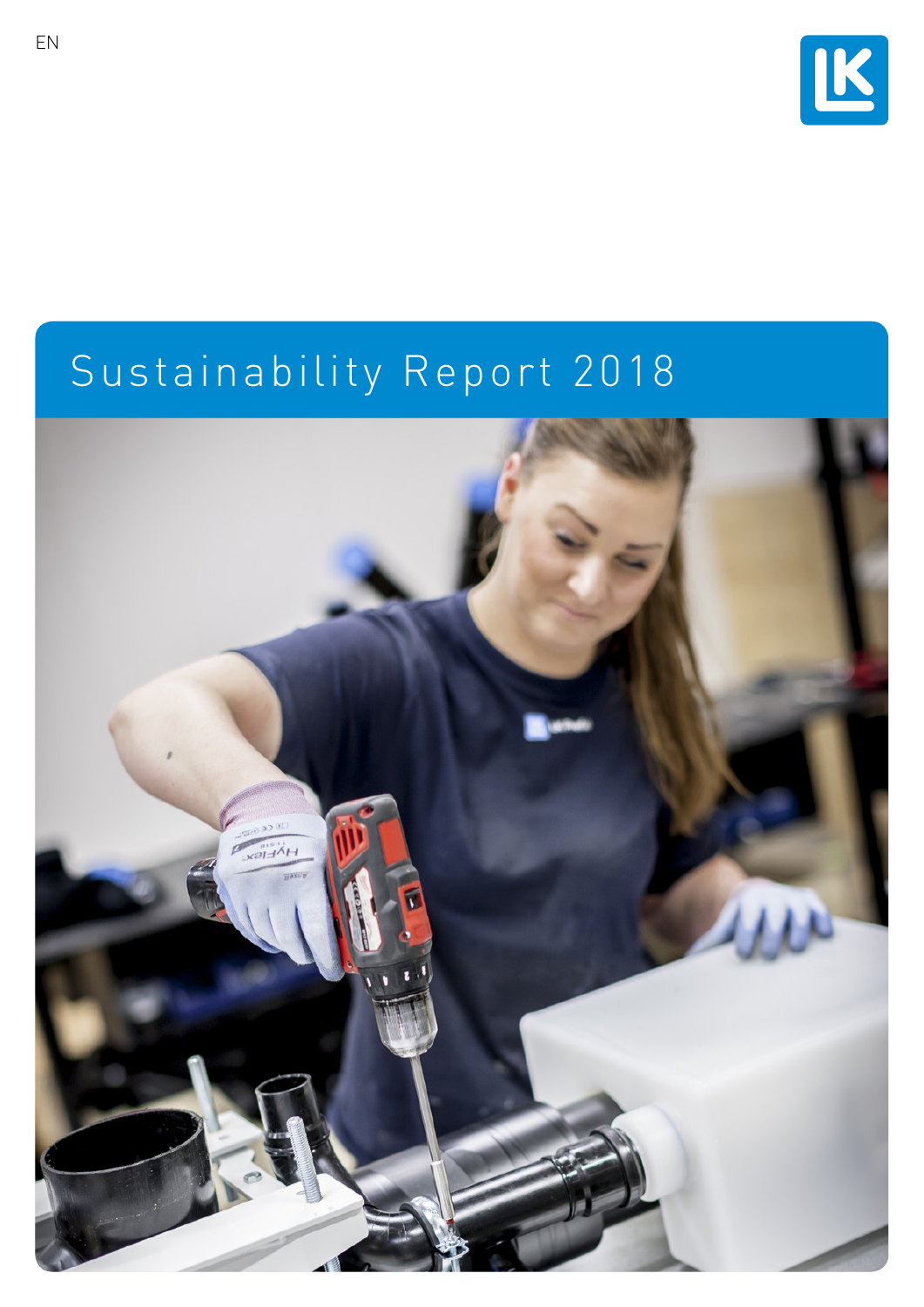EN

# Sustainability Report 2018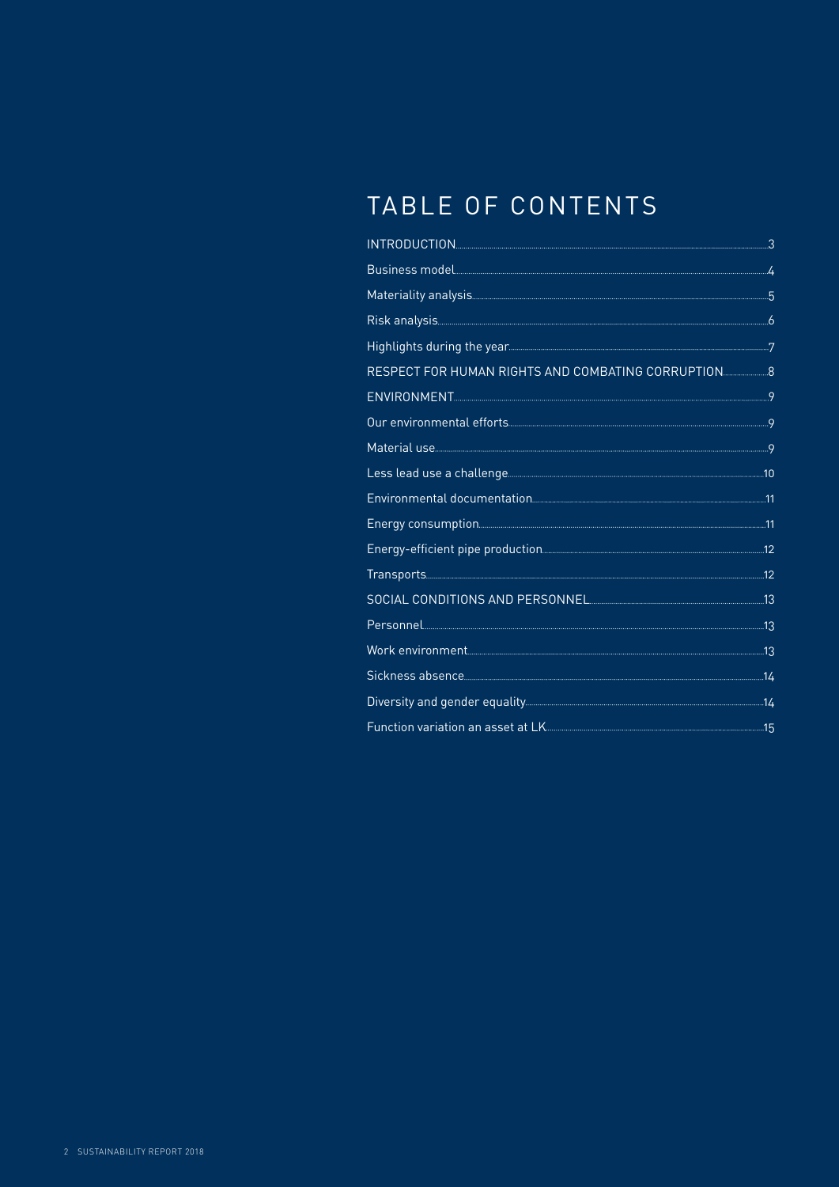# TABLE OF CONTENTS

INTRODUCTION ... 3
Business model ... 4
Materiality analysis ... 5
Risk analysis ... 6
Highlights during the year ... 7
RESPECT FOR HUMAN RIGHTS AND COMBATING CORRUPTION ... 8
ENVIRONMENT ... 9
Our environmental efforts ... 9
Material use ... 9
Less lead use a challenge ... 10
Environmental documentation ... 11
Energy consumption ... 11
Energy-efficient pipe production ... 12
Transports ... 12
SOCIAL CONDITIONS AND PERSONNEL ... 13
Personnel ... 13
Work environment ... 13
Sickness absence ... 14
Diversity and gender equality ... 14
Function variation an asset at LK ... 15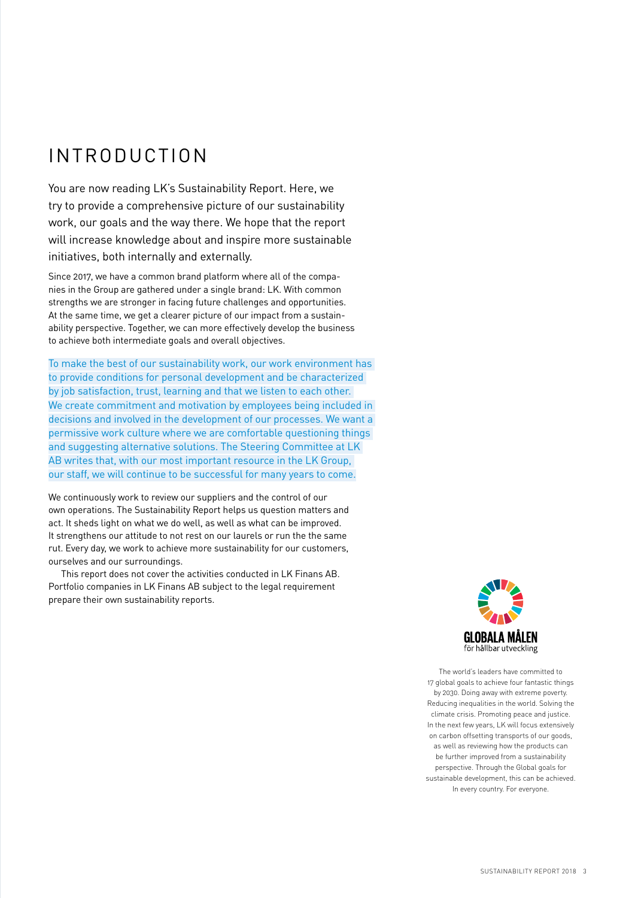# INTRODUCTION

You are now reading LK's Sustainability Report. Here, we try to provide a comprehensive picture of our sustainability work, our goals and the way there. We hope that the report will increase knowledge about and inspire more sustainable initiatives, both internally and externally.

Since 2017, we have a common brand platform where all of the companies in the Group are gathered under a single brand: LK. With common strengths we are stronger in facing future challenges and opportunities. At the same time, we get a clearer picture of our impact from a sustainability perspective. Together, we can more effectively develop the business to achieve both intermediate goals and overall objectives.

To make the best of our sustainability work, our work environment has to provide conditions for personal development and be characterized by job satisfaction, trust, learning and that we listen to each other. We create commitment and motivation by employees being included in decisions and involved in the development of our processes. We want a permissive work culture where we are comfortable questioning things and suggesting alternative solutions. The Steering Committee at LK AB writes that, with our most important resource in the LK Group, our staff, we will continue to be successful for many years to come.

We continuously work to review our suppliers and the control of our own operations. The Sustainability Report helps us question matters and act. It sheds light on what we do well, as well as what can be improved. It strengthens our attitude to not rest on our laurels or run the the same rut. Every day, we work to achieve more sustainability for our customers, ourselves and our surroundings.

This report does not cover the activities conducted in LK Finans AB. Portfolio companies in LK Finans AB subject to the legal requirement prepare their own sustainability reports.

GLOBALA MÅLEN
för hållbar utveckling

The world's leaders have committed to 17 global goals to achieve four fantastic things by 2030. Doing away with extreme poverty. Reducing inequalities in the world. Solving the climate crisis. Promoting peace and justice. In the next few years, LK will focus extensively on carbon offsetting transports of our goods, as well as reviewing how the products can be further improved from a sustainability perspective. Through the Global goals for sustainable development, this can be achieved. In every country. For everyone.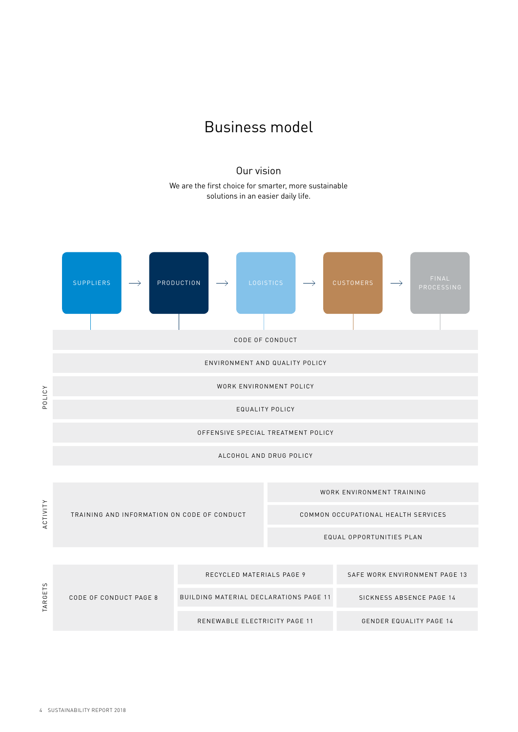# Business model

## Our vision

We are the first choice for smarter, more sustainable solutions in an easier daily life.

SUPPLIERS → PRODUCTION → LOGISTICS → CUSTOMERS → FINAL PROCESSING

**POLICY**

- CODE OF CONDUCT
- ENVIRONMENT AND QUALITY POLICY
- WORK ENVIRONMENT POLICY
- EQUALITY POLICY
- OFFENSIVE SPECIAL TREATMENT POLICY
- ALCOHOL AND DRUG POLICY

**ACTIVITY**

- TRAINING AND INFORMATION ON CODE OF CONDUCT
- WORK ENVIRONMENT TRAINING
- COMMON OCCUPATIONAL HEALTH SERVICES
- EQUAL OPPORTUNITIES PLAN

**TARGETS**

- CODE OF CONDUCT PAGE 8
- RECYCLED MATERIALS PAGE 9
- BUILDING MATERIAL DECLARATIONS PAGE 11
- RENEWABLE ELECTRICITY PAGE 11
- SAFE WORK ENVIRONMENT PAGE 13
- SICKNESS ABSENCE PAGE 14
- GENDER EQUALITY PAGE 14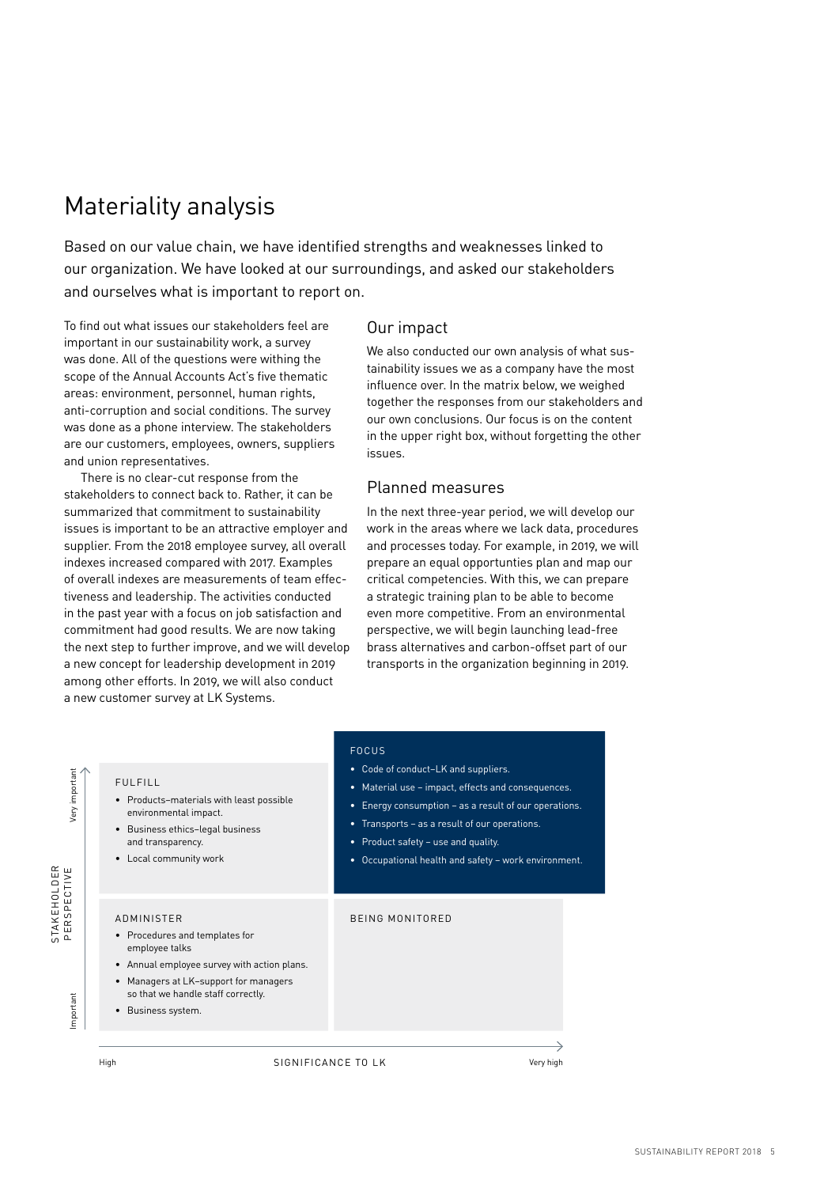# Materiality analysis

Based on our value chain, we have identified strengths and weaknesses linked to our organization. We have looked at our surroundings, and asked our stakeholders and ourselves what is important to report on.

To find out what issues our stakeholders feel are important in our sustainability work, a survey was done. All of the questions were withing the scope of the Annual Accounts Act's five thematic areas: environment, personnel, human rights, anti-corruption and social conditions. The survey was done as a phone interview. The stakeholders are our customers, employees, owners, suppliers and union representatives.

There is no clear-cut response from the stakeholders to connect back to. Rather, it can be summarized that commitment to sustainability issues is important to be an attractive employer and supplier. From the 2018 employee survey, all overall indexes increased compared with 2017. Examples of overall indexes are measurements of team effectiveness and leadership. The activities conducted in the past year with a focus on job satisfaction and commitment had good results. We are now taking the next step to further improve, and we will develop a new concept for leadership development in 2019 among other efforts. In 2019, we will also conduct a new customer survey at LK Systems.

## Our impact

We also conducted our own analysis of what sustainability issues we as a company have the most influence over. In the matrix below, we weighed together the responses from our stakeholders and our own conclusions. Our focus is on the content in the upper right box, without forgetting the other issues.

## Planned measures

In the next three-year period, we will develop our work in the areas where we lack data, procedures and processes today. For example, in 2019, we will prepare an equal opportunities plan and map our critical competencies. With this, we can prepare a strategic training plan to be able to become even more competitive. From an environmental perspective, we will begin launching lead-free brass alternatives and carbon-offset part of our transports in the organization beginning in 2019.

| STAKEHOLDER PERSPECTIVE / SIGNIFICANCE TO LK | High | Very high |
|---|---|---|
| Very important | **FULFILL**<br>• Products–materials with least possible environmental impact.<br>• Business ethics–legal business and transparency.<br>• Local community work | **FOCUS**<br>• Code of conduct–LK and suppliers.<br>• Material use – impact, effects and consequences.<br>• Energy consumption – as a result of our operations.<br>• Transports – as a result of our operations.<br>• Product safety – use and quality.<br>• Occupational health and safety – work environment. |
| Important | **ADMINISTER**<br>• Procedures and templates for employee talks<br>• Annual employee survey with action plans.<br>• Managers at LK–support for managers so that we handle staff correctly.<br>• Business system. | **BEING MONITORED** |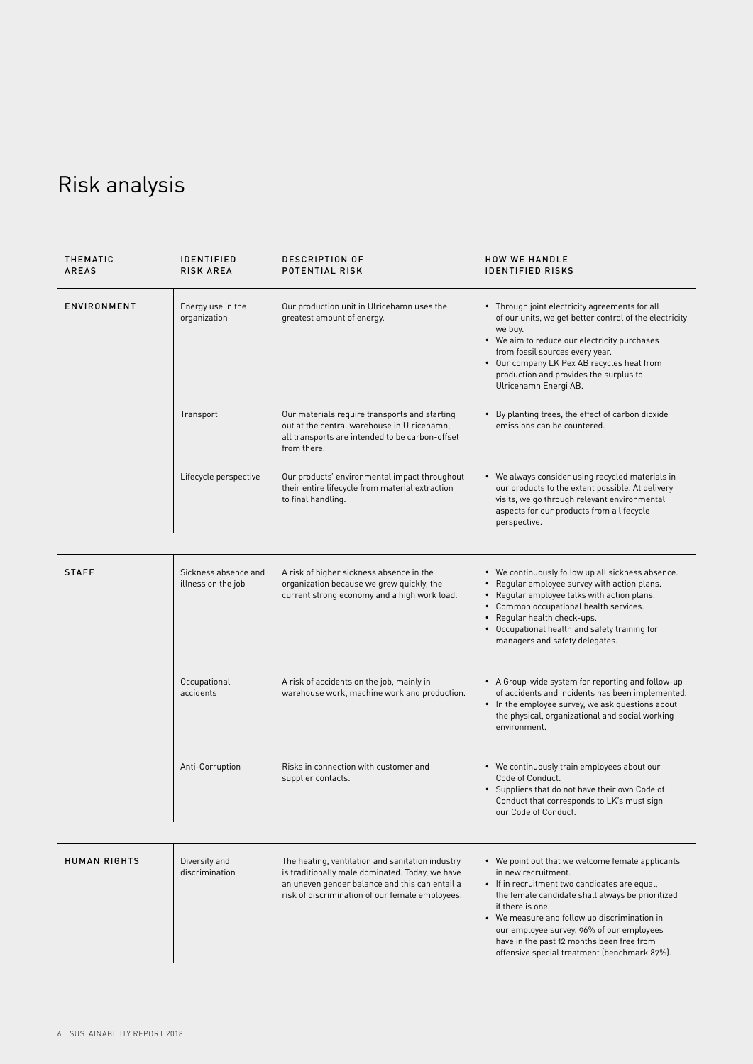# Risk analysis

| THEMATIC AREAS | IDENTIFIED RISK AREA | DESCRIPTION OF POTENTIAL RISK | HOW WE HANDLE IDENTIFIED RISKS |
|---|---|---|---|
| ENVIRONMENT | Energy use in the organization | Our production unit in Ulricehamn uses the greatest amount of energy. | • Through joint electricity agreements for all of our units, we get better control of the electricity we buy.<br>• We aim to reduce our electricity purchases from fossil sources every year.<br>• Our company LK Pex AB recycles heat from production and provides the surplus to Ulricehamn Energi AB. |
| | Transport | Our materials require transports and starting out at the central warehouse in Ulricehamn, all transports are intended to be carbon-offset from there. | • By planting trees, the effect of carbon dioxide emissions can be countered. |
| | Lifecycle perspective | Our products' environmental impact throughout their entire lifecycle from material extraction to final handling. | • We always consider using recycled materials in our products to the extent possible. At delivery visits, we go through relevant environmental aspects for our products from a lifecycle perspective. |
| STAFF | Sickness absence and illness on the job | A risk of higher sickness absence in the organization because we grew quickly, the current strong economy and a high work load. | • We continuously follow up all sickness absence.<br>• Regular employee survey with action plans.<br>• Regular employee talks with action plans.<br>• Common occupational health services.<br>• Regular health check-ups.<br>• Occupational health and safety training for managers and safety delegates. |
| | Occupational accidents | A risk of accidents on the job, mainly in warehouse work, machine work and production. | • A Group-wide system for reporting and follow-up of accidents and incidents has been implemented.<br>• In the employee survey, we ask questions about the physical, organizational and social working environment. |
| | Anti-Corruption | Risks in connection with customer and supplier contacts. | • We continuously train employees about our Code of Conduct.<br>• Suppliers that do not have their own Code of Conduct that corresponds to LK's must sign our Code of Conduct. |
| HUMAN RIGHTS | Diversity and discrimination | The heating, ventilation and sanitation industry is traditionally male dominated. Today, we have an uneven gender balance and this can entail a risk of discrimination of our female employees. | • We point out that we welcome female applicants in new recruitment.<br>• If in recruitment two candidates are equal, the female candidate shall always be prioritized if there is one.<br>• We measure and follow up discrimination in our employee survey. 96% of our employees have in the past 12 months been free from offensive special treatment (benchmark 87%). |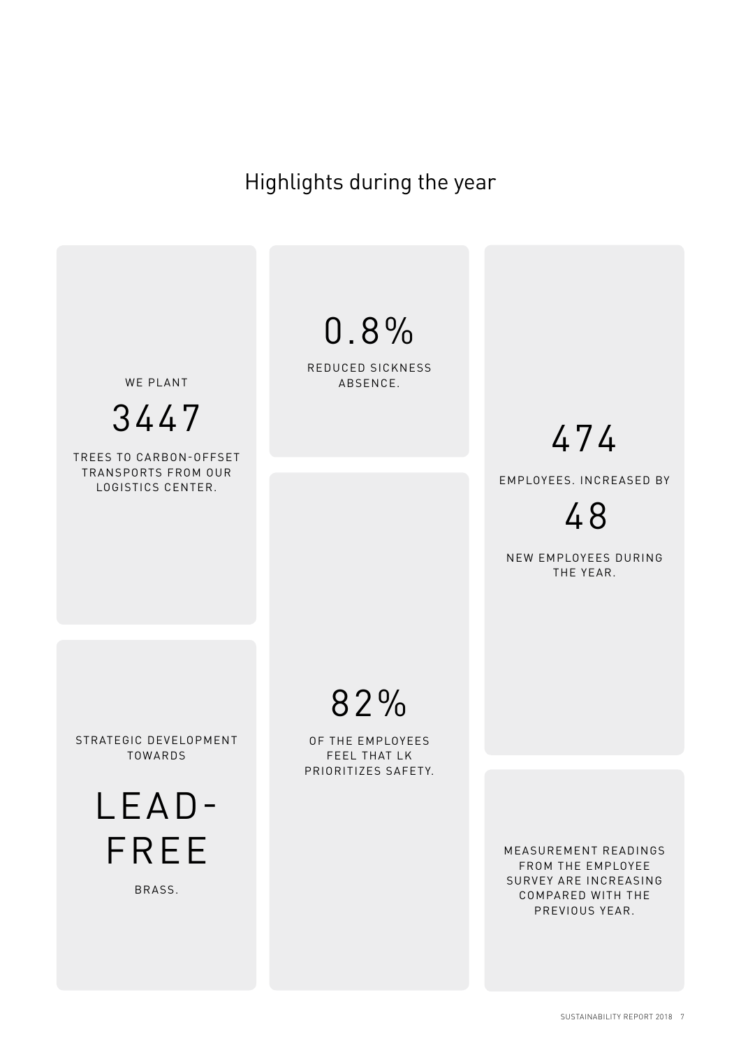# Highlights during the year

WE PLANT

3447

TREES TO CARBON-OFFSET TRANSPORTS FROM OUR LOGISTICS CENTER.

0.8%

REDUCED SICKNESS ABSENCE.

474

EMPLOYEES. INCREASED BY

48

NEW EMPLOYEES DURING THE YEAR.

STRATEGIC DEVELOPMENT TOWARDS

LEAD-FREE

BRASS.

82%

OF THE EMPLOYEES FEEL THAT LK PRIORITIZES SAFETY.

MEASUREMENT READINGS FROM THE EMPLOYEE SURVEY ARE INCREASING COMPARED WITH THE PREVIOUS YEAR.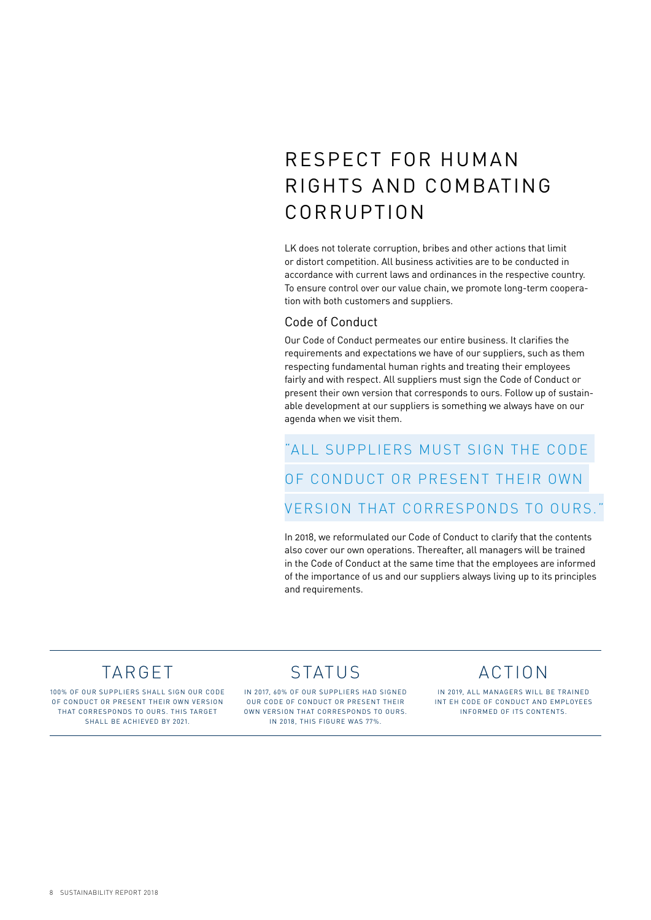# RESPECT FOR HUMAN RIGHTS AND COMBATING CORRUPTION

LK does not tolerate corruption, bribes and other actions that limit or distort competition. All business activities are to be conducted in accordance with current laws and ordinances in the respective country. To ensure control over our value chain, we promote long-term cooperation with both customers and suppliers.

## Code of Conduct

Our Code of Conduct permeates our entire business. It clarifies the requirements and expectations we have of our suppliers, such as them respecting fundamental human rights and treating their employees fairly and with respect. All suppliers must sign the Code of Conduct or present their own version that corresponds to ours. Follow up of sustainable development at our suppliers is something we always have on our agenda when we visit them.

> "ALL SUPPLIERS MUST SIGN THE CODE OF CONDUCT OR PRESENT THEIR OWN VERSION THAT CORRESPONDS TO OURS."

In 2018, we reformulated our Code of Conduct to clarify that the contents also cover our own operations. Thereafter, all managers will be trained in the Code of Conduct at the same time that the employees are informed of the importance of us and our suppliers always living up to its principles and requirements.

## TARGET

100% OF OUR SUPPLIERS SHALL SIGN OUR CODE OF CONDUCT OR PRESENT THEIR OWN VERSION THAT CORRESPONDS TO OURS. THIS TARGET SHALL BE ACHIEVED BY 2021.

## STATUS

IN 2017, 60% OF OUR SUPPLIERS HAD SIGNED OUR CODE OF CONDUCT OR PRESENT THEIR OWN VERSION THAT CORRESPONDS TO OURS. IN 2018, THIS FIGURE WAS 77%.

## ACTION

IN 2019, ALL MANAGERS WILL BE TRAINED INT EH CODE OF CONDUCT AND EMPLOYEES INFORMED OF ITS CONTENTS.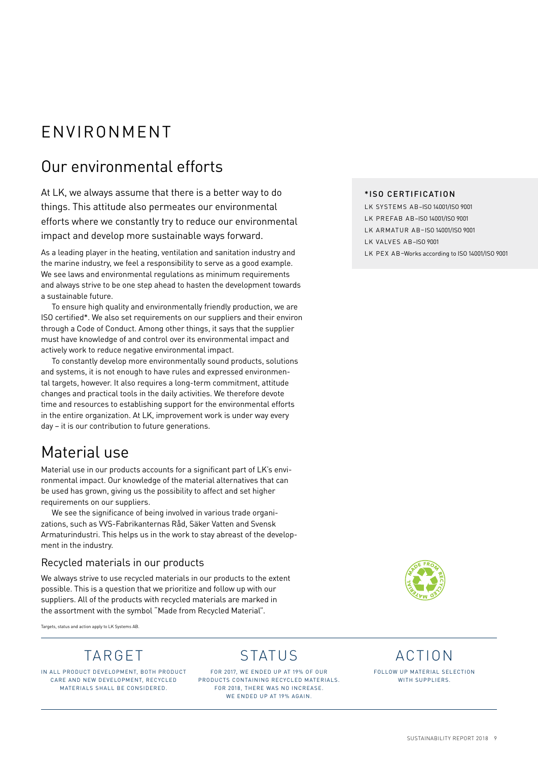# ENVIRONMENT

## Our environmental efforts

At LK, we always assume that there is a better way to do things. This attitude also permeates our environmental efforts where we constantly try to reduce our environmental impact and develop more sustainable ways forward.

As a leading player in the heating, ventilation and sanitation industry and the marine industry, we feel a responsibility to serve as a good example. We see laws and environmental regulations as minimum requirements and always strive to be one step ahead to hasten the development towards a sustainable future.

To ensure high quality and environmentally friendly production, we are ISO certified*. We also set requirements on our suppliers and their environ through a Code of Conduct. Among other things, it says that the supplier must have knowledge of and control over its environmental impact and actively work to reduce negative environmental impact.

To constantly develop more environmentally sound products, solutions and systems, it is not enough to have rules and expressed environmental targets, however. It also requires a long-term commitment, attitude changes and practical tools in the daily activities. We therefore devote time and resources to establishing support for the environmental efforts in the entire organization. At LK, improvement work is under way every day – it is our contribution to future generations.

**\*ISO CERTIFICATION**

LK SYSTEMS AB–ISO 14001/ISO 9001
LK PREFAB AB–ISO 14001/ISO 9001
LK ARMATUR AB–ISO 14001/ISO 9001
LK VALVES AB–ISO 9001
LK PEX AB–Works according to ISO 14001/ISO 9001

## Material use

Material use in our products accounts for a significant part of LK's environmental impact. Our knowledge of the material alternatives that can be used has grown, giving us the possibility to affect and set higher requirements on our suppliers.

We see the significance of being involved in various trade organizations, such as VVS-Fabrikanternas Råd, Säker Vatten and Svensk Armaturindustri. This helps us in the work to stay abreast of the development in the industry.

### Recycled materials in our products

We always strive to use recycled materials in our products to the extent possible. This is a question that we prioritize and follow up with our suppliers. All of the products with recycled materials are marked in the assortment with the symbol "Made from Recycled Material".

Targets, status and action apply to LK Systems AB.

| TARGET | STATUS | ACTION |
|---|---|---|
| IN ALL PRODUCT DEVELOPMENT, BOTH PRODUCT CARE AND NEW DEVELOPMENT, RECYCLED MATERIALS SHALL BE CONSIDERED. | FOR 2017, WE ENDED UP AT 19% OF OUR PRODUCTS CONTAINING RECYCLED MATERIALS. FOR 2018, THERE WAS NO INCREASE. WE ENDED UP AT 19% AGAIN. | FOLLOW UP MATERIAL SELECTION WITH SUPPLIERS. |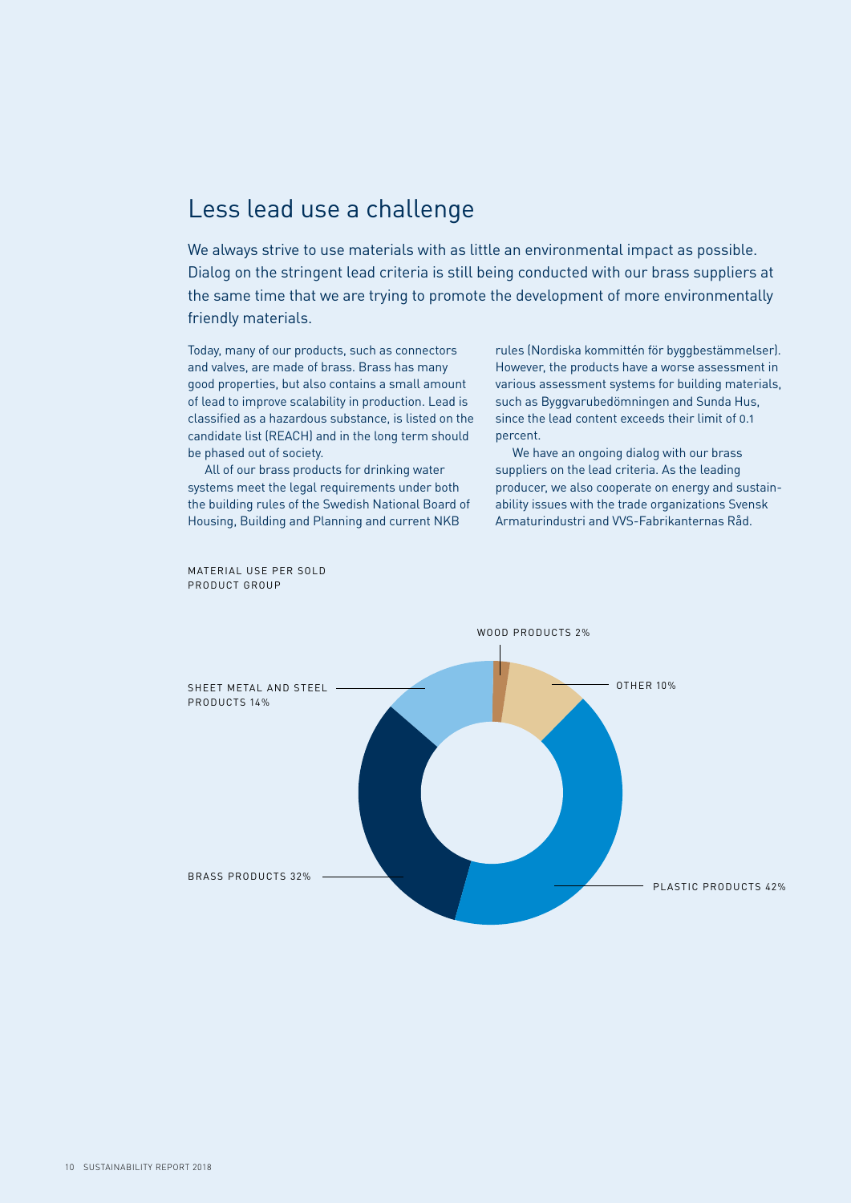# Less lead use a challenge

We always strive to use materials with as little an environmental impact as possible. Dialog on the stringent lead criteria is still being conducted with our brass suppliers at the same time that we are trying to promote the development of more environmentally friendly materials.

Today, many of our products, such as connectors and valves, are made of brass. Brass has many good properties, but also contains a small amount of lead to improve scalability in production. Lead is classified as a hazardous substance, is listed on the candidate list (REACH) and in the long term should be phased out of society.

All of our brass products for drinking water systems meet the legal requirements under both the building rules of the Swedish National Board of Housing, Building and Planning and current NKB rules (Nordiska kommittén för byggbestämmelser). However, the products have a worse assessment in various assessment systems for building materials, such as Byggvarubedömningen and Sunda Hus, since the lead content exceeds their limit of 0.1 percent.

We have an ongoing dialog with our brass suppliers on the lead criteria. As the leading producer, we also cooperate on energy and sustainability issues with the trade organizations Svensk Armaturindustri and VVS-Fabrikanternas Råd.

MATERIAL USE PER SOLD PRODUCT GROUP

| Product group | Share |
| --- | --- |
| Plastic products | 42% |
| Brass products | 32% |
| Sheet metal and steel products | 14% |
| Other | 10% |
| Wood products | 2% |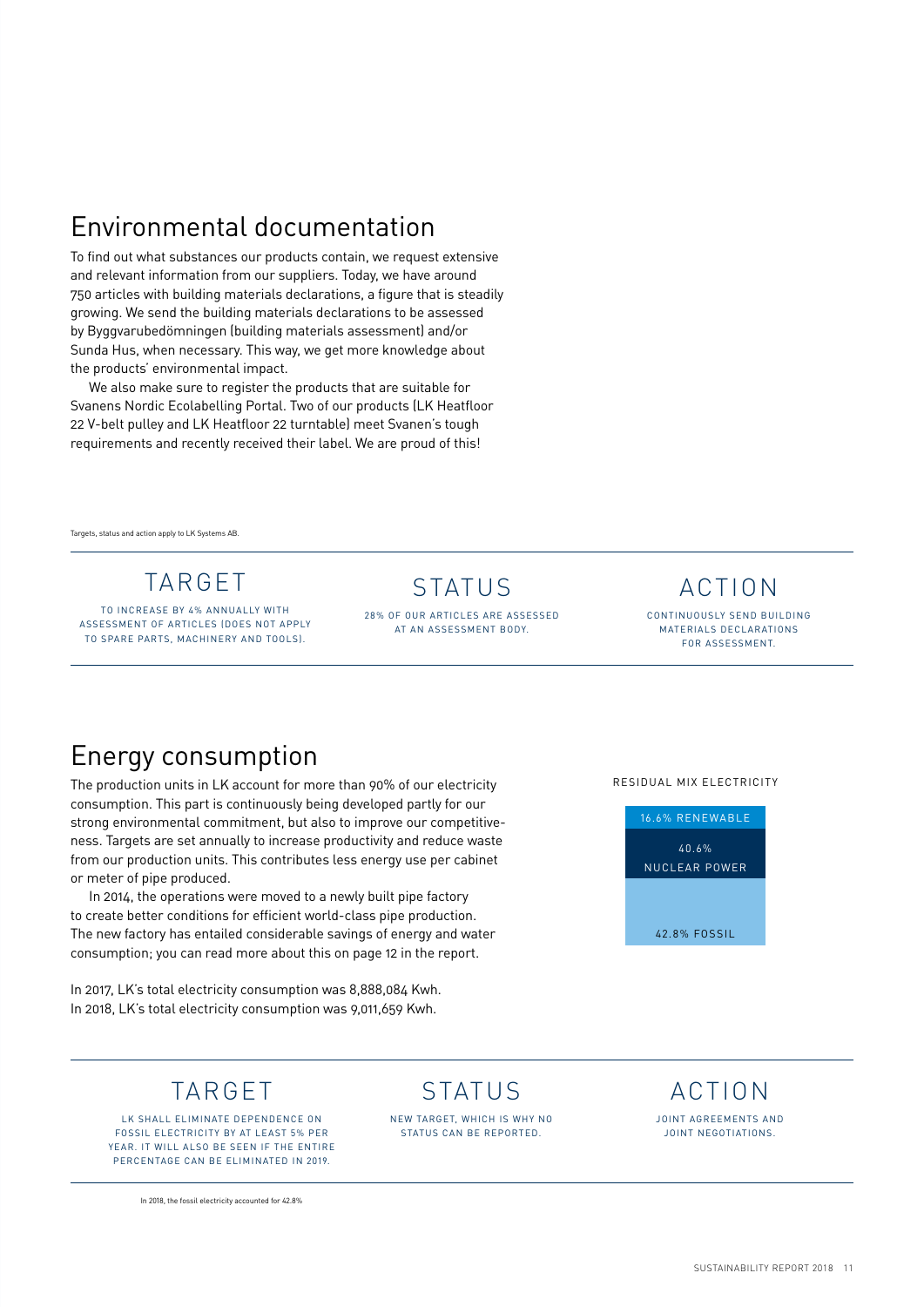## Environmental documentation

To find out what substances our products contain, we request extensive and relevant information from our suppliers. Today, we have around 750 articles with building materials declarations, a figure that is steadily growing. We send the building materials declarations to be assessed by Byggvarubedömningen (building materials assessment) and/or Sunda Hus, when necessary. This way, we get more knowledge about the products' environmental impact.

We also make sure to register the products that are suitable for Svanens Nordic Ecolabelling Portal. Two of our products (LK Heatfloor 22 V-belt pulley and LK Heatfloor 22 turntable) meet Svanen's tough requirements and recently received their label. We are proud of this!

Targets, status and action apply to LK Systems AB.

| TARGET | STATUS | ACTION |
| --- | --- | --- |
| TO INCREASE BY 4% ANNUALLY WITH ASSESSMENT OF ARTICLES (DOES NOT APPLY TO SPARE PARTS, MACHINERY AND TOOLS). | 28% OF OUR ARTICLES ARE ASSESSED AT AN ASSESSMENT BODY. | CONTINUOUSLY SEND BUILDING MATERIALS DECLARATIONS FOR ASSESSMENT. |

## Energy consumption

The production units in LK account for more than 90% of our electricity consumption. This part is continuously being developed partly for our strong environmental commitment, but also to improve our competitiveness. Targets are set annually to increase productivity and reduce waste from our production units. This contributes less energy use per cabinet or meter of pipe produced.

In 2014, the operations were moved to a newly built pipe factory to create better conditions for efficient world-class pipe production. The new factory has entailed considerable savings of energy and water consumption; you can read more about this on page 12 in the report.

In 2017, LK's total electricity consumption was 8,888,084 Kwh.
In 2018, LK's total electricity consumption was 9,011,659 Kwh.

RESIDUAL MIX ELECTRICITY

- 16.6% RENEWABLE
- 40.6% NUCLEAR POWER
- 42.8% FOSSIL

| TARGET | STATUS | ACTION |
| --- | --- | --- |
| LK SHALL ELIMINATE DEPENDENCE ON FOSSIL ELECTRICITY BY AT LEAST 5% PER YEAR. IT WILL ALSO BE SEEN IF THE ENTIRE PERCENTAGE CAN BE ELIMINATED IN 2019. | NEW TARGET, WHICH IS WHY NO STATUS CAN BE REPORTED. | JOINT AGREEMENTS AND JOINT NEGOTIATIONS. |

In 2018, the fossil electricity accounted for 42.8%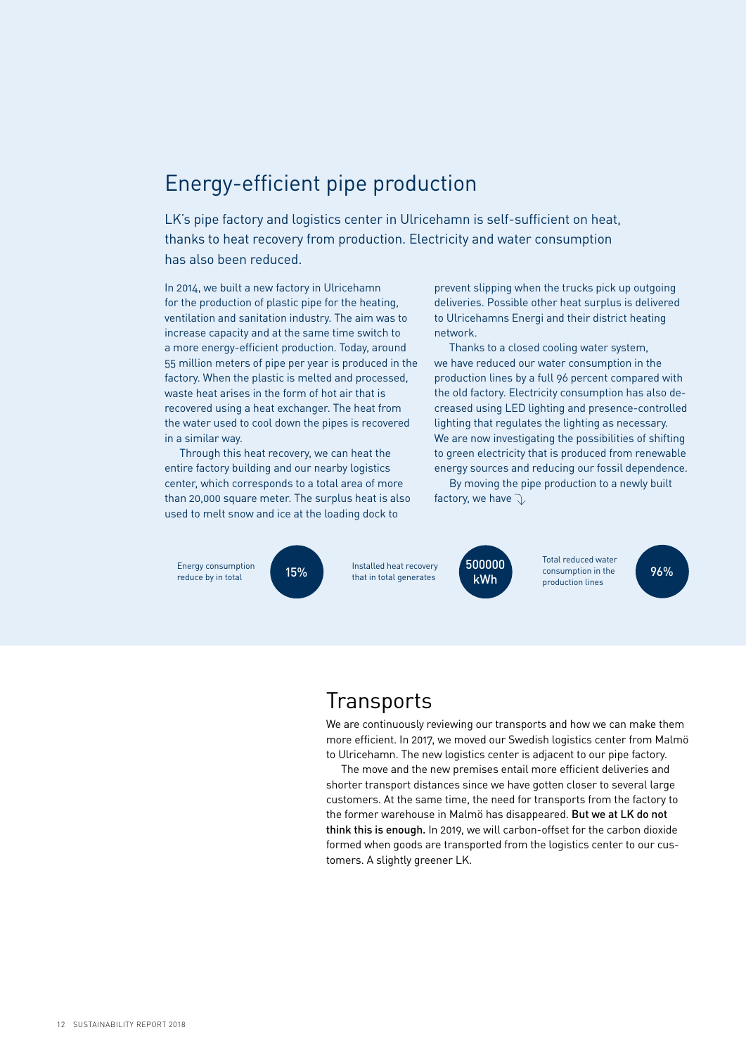## Energy-efficient pipe production

LK's pipe factory and logistics center in Ulricehamn is self-sufficient on heat, thanks to heat recovery from production. Electricity and water consumption has also been reduced.

In 2014, we built a new factory in Ulricehamn for the production of plastic pipe for the heating, ventilation and sanitation industry. The aim was to increase capacity and at the same time switch to a more energy-efficient production. Today, around 55 million meters of pipe per year is produced in the factory. When the plastic is melted and processed, waste heat arises in the form of hot air that is recovered using a heat exchanger. The heat from the water used to cool down the pipes is recovered in a similar way.

Through this heat recovery, we can heat the entire factory building and our nearby logistics center, which corresponds to a total area of more than 20,000 square meter. The surplus heat is also used to melt snow and ice at the loading dock to prevent slipping when the trucks pick up outgoing deliveries. Possible other heat surplus is delivered to Ulricehamns Energi and their district heating network.

Thanks to a closed cooling water system, we have reduced our water consumption in the production lines by a full 96 percent compared with the old factory. Electricity consumption has also decreased using LED lighting and presence-controlled lighting that regulates the lighting as necessary. We are now investigating the possibilities of shifting to green electricity that is produced from renewable energy sources and reducing our fossil dependence.

By moving the pipe production to a newly built factory, we have

Energy consumption reduce by in total **15%**

Installed heat recovery that in total generates **500000 kWh**

Total reduced water consumption in the production lines **96%**

## Transports

We are continuously reviewing our transports and how we can make them more efficient. In 2017, we moved our Swedish logistics center from Malmö to Ulricehamn. The new logistics center is adjacent to our pipe factory.

The move and the new premises entail more efficient deliveries and shorter transport distances since we have gotten closer to several large customers. At the same time, the need for transports from the factory to the former warehouse in Malmö has disappeared. **But we at LK do not think this is enough.** In 2019, we will carbon-offset for the carbon dioxide formed when goods are transported from the logistics center to our customers. A slightly greener LK.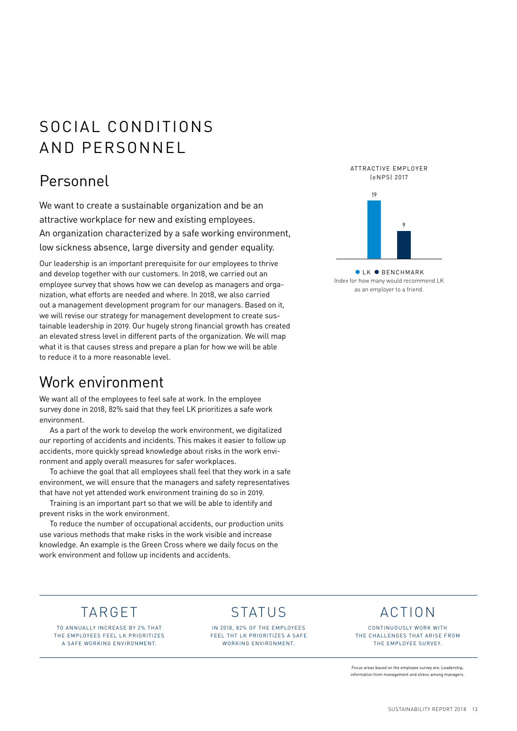# SOCIAL CONDITIONS AND PERSONNEL

## Personnel

We want to create a sustainable organization and be an attractive workplace for new and existing employees. An organization characterized by a safe working environment, low sickness absence, large diversity and gender equality.

Our leadership is an important prerequisite for our employees to thrive and develop together with our customers. In 2018, we carried out an employee survey that shows how we can develop as managers and organization, what efforts are needed and where. In 2018, we also carried out a management development program for our managers. Based on it, we will revise our strategy for management development to create sustainable leadership in 2019. Our hugely strong financial growth has created an elevated stress level in different parts of the organization. We will map what it is that causes stress and prepare a plan for how we will be able to reduce it to a more reasonable level.

ATTRACTIVE EMPLOYER (eNPS) 2017

| | LK | BENCHMARK |
|---|---|---|
| eNPS 2017 | 19 | 9 |

Index for how many would recommend LK as an employer to a friend.

## Work environment

We want all of the employees to feel safe at work. In the employee survey done in 2018, 82% said that they feel LK prioritizes a safe work environment.

As a part of the work to develop the work environment, we digitalized our reporting of accidents and incidents. This makes it easier to follow up accidents, more quickly spread knowledge about risks in the work environment and apply overall measures for safer workplaces.

To achieve the goal that all employees shall feel that they work in a safe environment, we will ensure that the managers and safety representatives that have not yet attended work environment training do so in 2019.

Training is an important part so that we will be able to identify and prevent risks in the work environment.

To reduce the number of occupational accidents, our production units use various methods that make risks in the work visible and increase knowledge. An example is the Green Cross where we daily focus on the work environment and follow up incidents and accidents.

| TARGET | STATUS | ACTION |
|---|---|---|
| TO ANNUALLY INCREASE BY 2% THAT THE EMPLOYEES FEEL LK PRIORITIZES A SAFE WORKING ENVIRONMENT. | IN 2018, 82% OF THE EMPLOYEES FEEL THT LK PRIORITIZES A SAFE WORKING ENVIRONMENT. | CONTINUOUSLY WORK WITH THE CHALLENGES THAT ARISE FROM THE EMPLOYEE SURVEY. |

Focus areas based on the employee survey are: Leadership, information from management and stress among managers.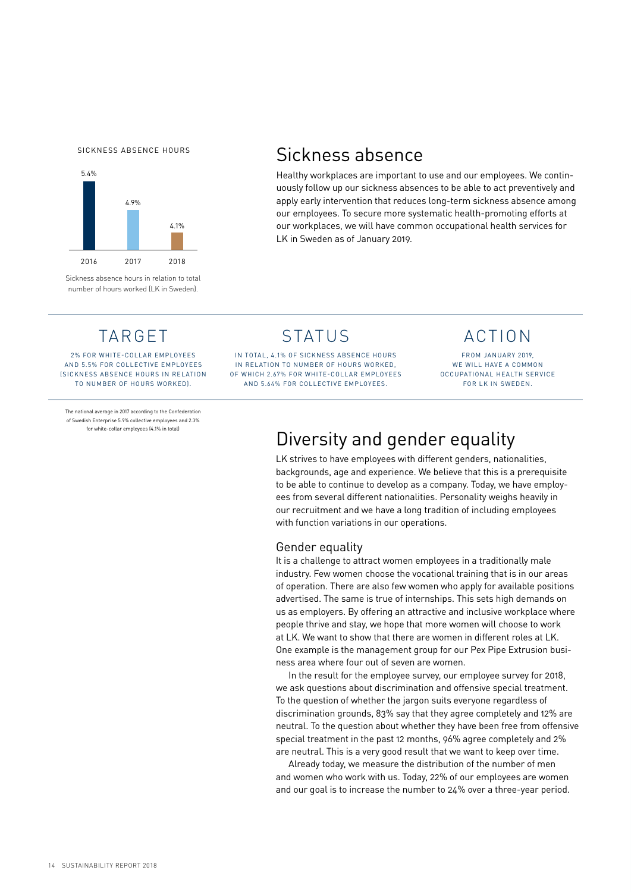SICKNESS ABSENCE HOURS

| 2016 | 2017 | 2018 |
| --- | --- | --- |
| 5.4% | 4.9% | 4.1% |

Sickness absence hours in relation to total number of hours worked (LK in Sweden).

# Sickness absence

Healthy workplaces are important to use and our employees. We continuously follow up our sickness absences to be able to act preventively and apply early intervention that reduces long-term sickness absence among our employees. To secure more systematic health-promoting efforts at our workplaces, we will have common occupational health services for LK in Sweden as of January 2019.

## TARGET

2% FOR WHITE-COLLAR EMPLOYEES AND 5.5% FOR COLLECTIVE EMPLOYEES (SICKNESS ABSENCE HOURS IN RELATION TO NUMBER OF HOURS WORKED).

## STATUS

IN TOTAL, 4.1% OF SICKNESS ABSENCE HOURS IN RELATION TO NUMBER OF HOURS WORKED, OF WHICH 2.67% FOR WHITE-COLLAR EMPLOYEES AND 5.64% FOR COLLECTIVE EMPLOYEES.

## ACTION

FROM JANUARY 2019, WE WILL HAVE A COMMON OCCUPATIONAL HEALTH SERVICE FOR LK IN SWEDEN.

The national average in 2017 according to the Confederation of Swedish Enterprise 5.9% collective employees and 2.3% for white-collar employees (4.1% in total)

# Diversity and gender equality

LK strives to have employees with different genders, nationalities, backgrounds, age and experience. We believe that this is a prerequisite to be able to continue to develop as a company. Today, we have employees from several different nationalities. Personality weighs heavily in our recruitment and we have a long tradition of including employees with function variations in our operations.

## Gender equality

It is a challenge to attract women employees in a traditionally male industry. Few women choose the vocational training that is in our areas of operation. There are also few women who apply for available positions advertised. The same is true of internships. This sets high demands on us as employers. By offering an attractive and inclusive workplace where people thrive and stay, we hope that more women will choose to work at LK. We want to show that there are women in different roles at LK. One example is the management group for our Pex Pipe Extrusion business area where four out of seven are women.

In the result for the employee survey, our employee survey for 2018, we ask questions about discrimination and offensive special treatment. To the question of whether the jargon suits everyone regardless of discrimination grounds, 83% say that they agree completely and 12% are neutral. To the question about whether they have been free from offensive special treatment in the past 12 months, 96% agree completely and 2% are neutral. This is a very good result that we want to keep over time.

Already today, we measure the distribution of the number of men and women who work with us. Today, 22% of our employees are women and our goal is to increase the number to 24% over a three-year period.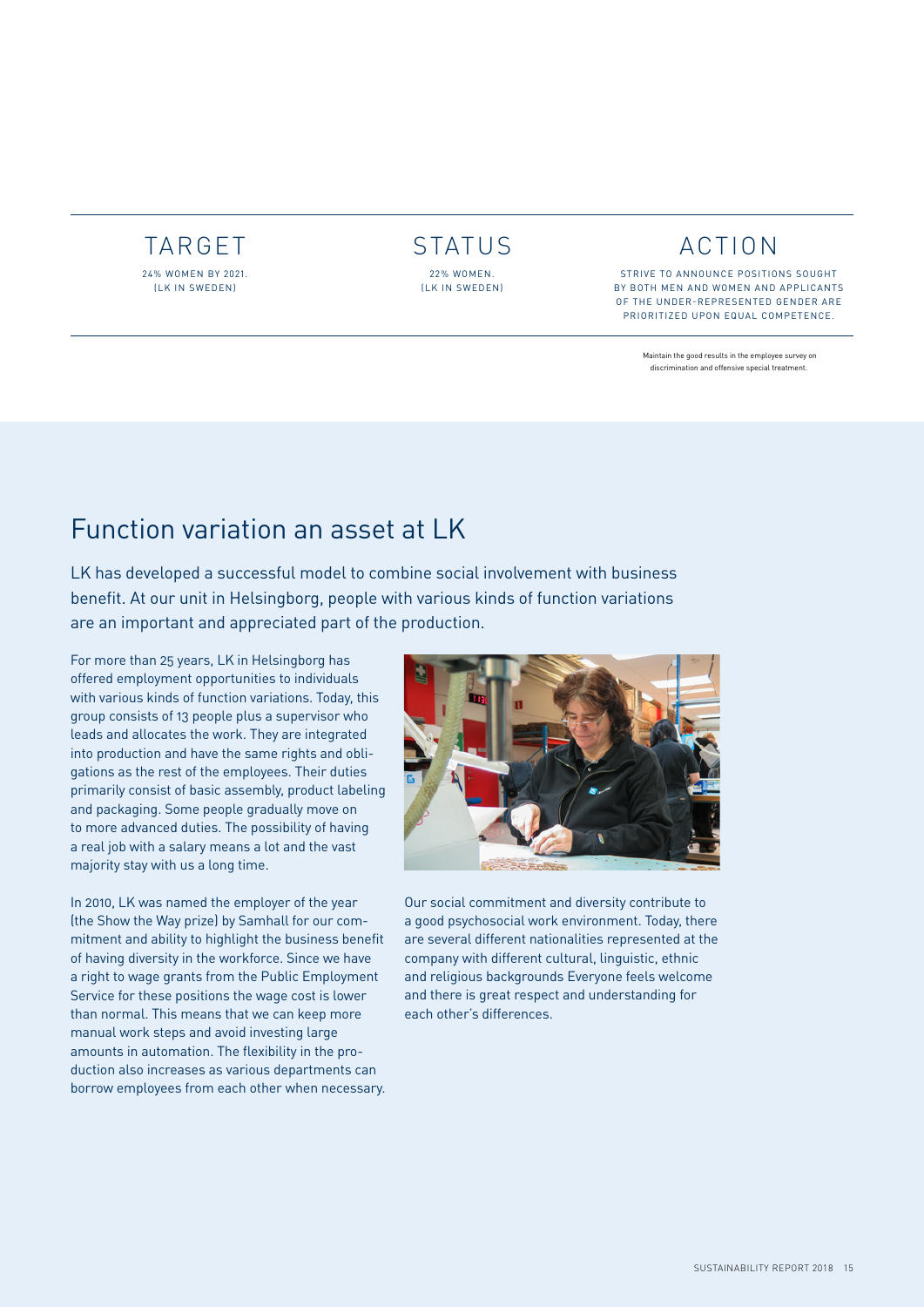| TARGET | STATUS | ACTION |
|---|---|---|
| 24% WOMEN BY 2021. (LK IN SWEDEN) | 22% WOMEN. (LK IN SWEDEN) | STRIVE TO ANNOUNCE POSITIONS SOUGHT BY BOTH MEN AND WOMEN AND APPLICANTS OF THE UNDER-REPRESENTED GENDER ARE PRIORITIZED UPON EQUAL COMPETENCE. |

Maintain the good results in the employee survey on discrimination and offensive special treatment.

# Function variation an asset at LK

LK has developed a successful model to combine social involvement with business benefit. At our unit in Helsingborg, people with various kinds of function variations are an important and appreciated part of the production.

For more than 25 years, LK in Helsingborg has offered employment opportunities to individuals with various kinds of function variations. Today, this group consists of 13 people plus a supervisor who leads and allocates the work. They are integrated into production and have the same rights and obligations as the rest of the employees. Their duties primarily consist of basic assembly, product labeling and packaging. Some people gradually move on to more advanced duties. The possibility of having a real job with a salary means a lot and the vast majority stay with us a long time.

In 2010, LK was named the employer of the year (the Show the Way prize) by Samhall for our commitment and ability to highlight the business benefit of having diversity in the workforce. Since we have a right to wage grants from the Public Employment Service for these positions the wage cost is lower than normal. This means that we can keep more manual work steps and avoid investing large amounts in automation. The flexibility in the production also increases as various departments can borrow employees from each other when necessary.

Our social commitment and diversity contribute to a good psychosocial work environment. Today, there are several different nationalities represented at the company with different cultural, linguistic, ethnic and religious backgrounds Everyone feels welcome and there is great respect and understanding for each other's differences.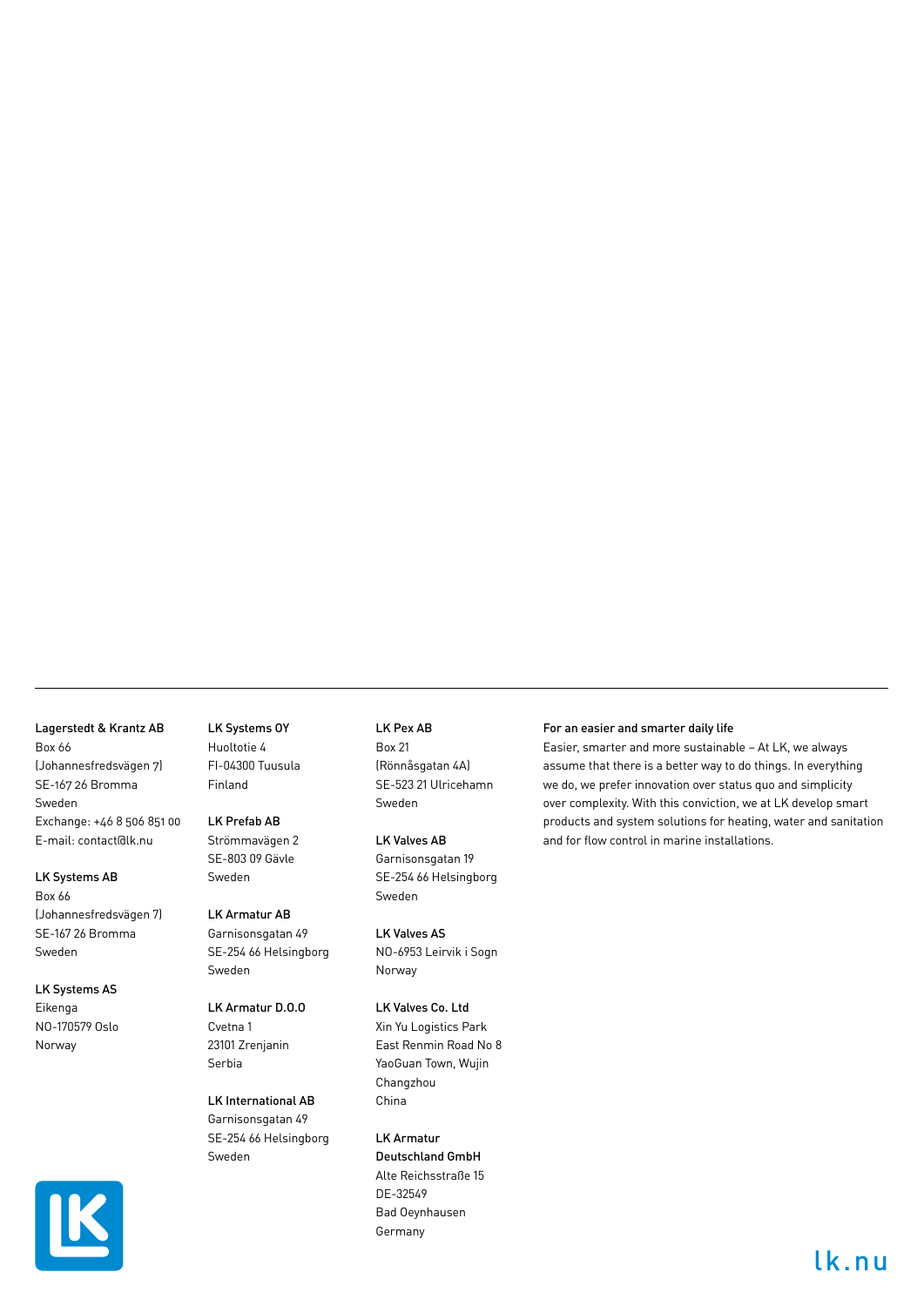**Lagerstedt & Krantz AB**
Box 66
(Johannesfredsvägen 7)
SE-167 26 Bromma
Sweden
Exchange: +46 8 506 851 00
E-mail: contact@lk.nu

**LK Systems AB**
Box 66
(Johannesfredsvägen 7)
SE-167 26 Bromma
Sweden

**LK Systems AS**
Eikenga
NO-170579 Oslo
Norway

**LK Systems OY**
Huoltotie 4
FI-04300 Tuusula
Finland

**LK Prefab AB**
Strömmavägen 2
SE-803 09 Gävle
Sweden

**LK Armatur AB**
Garnisonsgatan 49
SE-254 66 Helsingborg
Sweden

**LK Armatur D.O.O**
Cvetna 1
23101 Zrenjanin
Serbia

**LK International AB**
Garnisonsgatan 49
SE-254 66 Helsingborg
Sweden

**LK Pex AB**
Box 21
(Rönnåsgatan 4A)
SE-523 21 Ulricehamn
Sweden

**LK Valves AB**
Garnisonsgatan 19
SE-254 66 Helsingborg
Sweden

**LK Valves AS**
NO-6953 Leirvik i Sogn
Norway

**LK Valves Co. Ltd**
Xin Yu Logistics Park
East Renmin Road No 8
YaoGuan Town, Wujin
Changzhou
China

**LK Armatur Deutschland GmbH**
Alte Reichsstraße 15
DE-32549
Bad Oeynhausen
Germany

**For an easier and smarter daily life**

Easier, smarter and more sustainable – At LK, we always assume that there is a better way to do things. In everything we do, we prefer innovation over status quo and simplicity over complexity. With this conviction, we at LK develop smart products and system solutions for heating, water and sanitation and for flow control in marine installations.

lk.nu